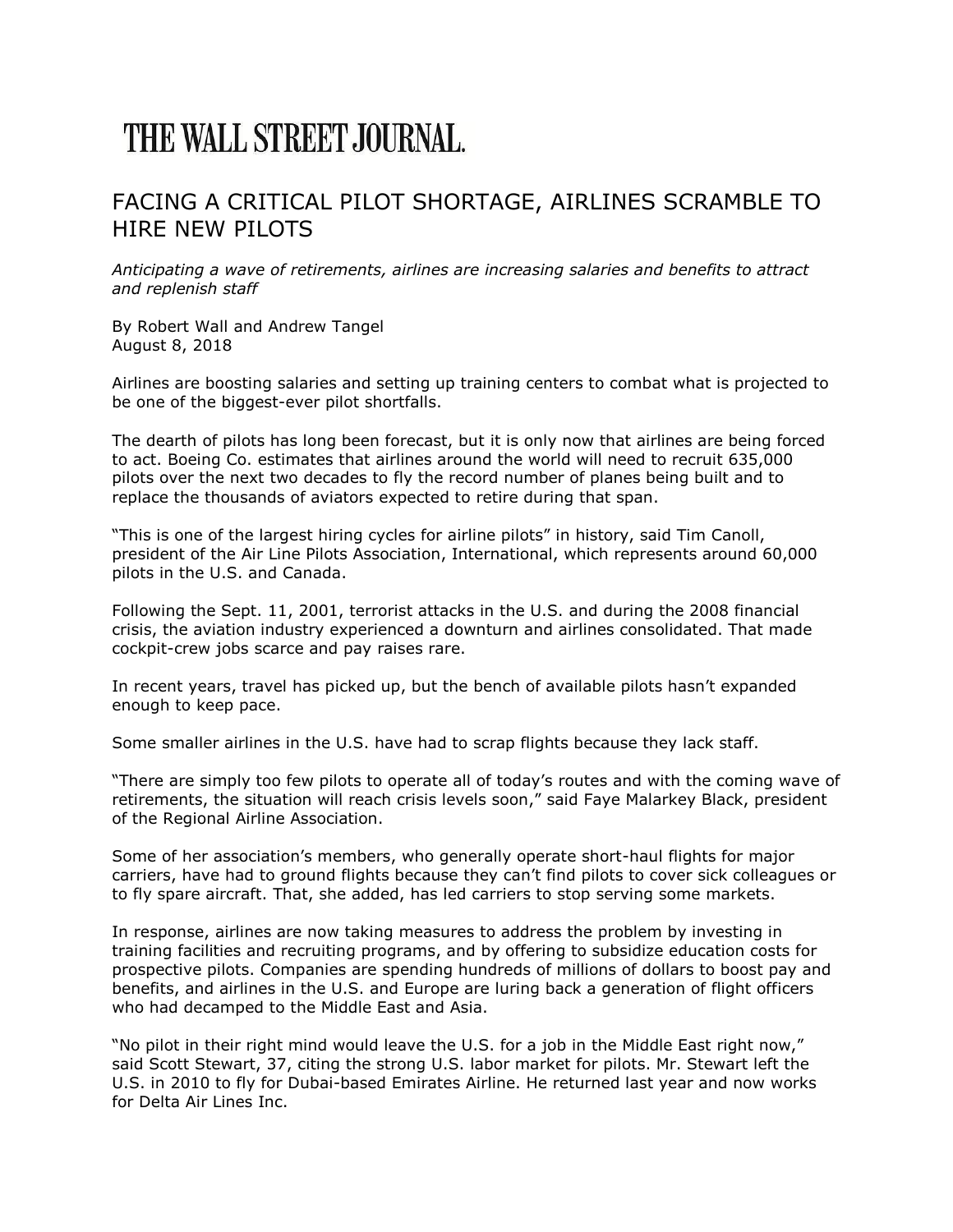# THE WALL STREET JOURNAL.

## FACING A CRITICAL PILOT SHORTAGE, AIRLINES SCRAMBLE TO HIRE NEW PILOTS

*Anticipating a wave of retirements, airlines are increasing salaries and benefits to attract and replenish staff*

By Robert Wall and Andrew Tangel
August 8, 2018

Airlines are boosting salaries and setting up training centers to combat what is projected to be one of the biggest-ever pilot shortfalls.

The dearth of pilots has long been forecast, but it is only now that airlines are being forced to act. Boeing Co. estimates that airlines around the world will need to recruit 635,000 pilots over the next two decades to fly the record number of planes being built and to replace the thousands of aviators expected to retire during that span.

"This is one of the largest hiring cycles for airline pilots" in history, said Tim Canoll, president of the Air Line Pilots Association, International, which represents around 60,000 pilots in the U.S. and Canada.

Following the Sept. 11, 2001, terrorist attacks in the U.S. and during the 2008 financial crisis, the aviation industry experienced a downturn and airlines consolidated. That made cockpit-crew jobs scarce and pay raises rare.

In recent years, travel has picked up, but the bench of available pilots hasn't expanded enough to keep pace.

Some smaller airlines in the U.S. have had to scrap flights because they lack staff.

"There are simply too few pilots to operate all of today's routes and with the coming wave of retirements, the situation will reach crisis levels soon," said Faye Malarkey Black, president of the Regional Airline Association.

Some of her association's members, who generally operate short-haul flights for major carriers, have had to ground flights because they can't find pilots to cover sick colleagues or to fly spare aircraft. That, she added, has led carriers to stop serving some markets.

In response, airlines are now taking measures to address the problem by investing in training facilities and recruiting programs, and by offering to subsidize education costs for prospective pilots. Companies are spending hundreds of millions of dollars to boost pay and benefits, and airlines in the U.S. and Europe are luring back a generation of flight officers who had decamped to the Middle East and Asia.

"No pilot in their right mind would leave the U.S. for a job in the Middle East right now," said Scott Stewart, 37, citing the strong U.S. labor market for pilots. Mr. Stewart left the U.S. in 2010 to fly for Dubai-based Emirates Airline. He returned last year and now works for Delta Air Lines Inc.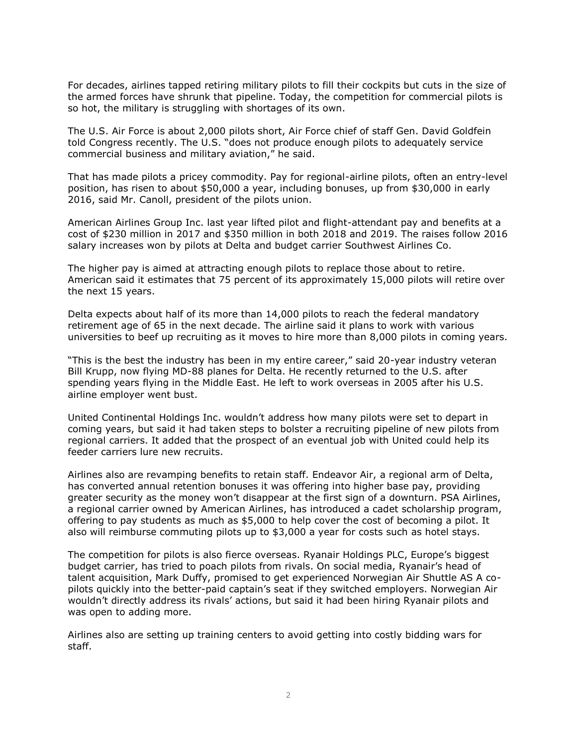For decades, airlines tapped retiring military pilots to fill their cockpits but cuts in the size of the armed forces have shrunk that pipeline. Today, the competition for commercial pilots is so hot, the military is struggling with shortages of its own.

The U.S. Air Force is about 2,000 pilots short, Air Force chief of staff Gen. David Goldfein told Congress recently. The U.S. "does not produce enough pilots to adequately service commercial business and military aviation," he said.

That has made pilots a pricey commodity. Pay for regional-airline pilots, often an entry-level position, has risen to about $50,000 a year, including bonuses, up from $30,000 in early 2016, said Mr. Canoll, president of the pilots union.

American Airlines Group Inc. last year lifted pilot and flight-attendant pay and benefits at a cost of $230 million in 2017 and $350 million in both 2018 and 2019. The raises follow 2016 salary increases won by pilots at Delta and budget carrier Southwest Airlines Co.

The higher pay is aimed at attracting enough pilots to replace those about to retire. American said it estimates that 75 percent of its approximately 15,000 pilots will retire over the next 15 years.

Delta expects about half of its more than 14,000 pilots to reach the federal mandatory retirement age of 65 in the next decade. The airline said it plans to work with various universities to beef up recruiting as it moves to hire more than 8,000 pilots in coming years.

"This is the best the industry has been in my entire career," said 20-year industry veteran Bill Krupp, now flying MD-88 planes for Delta. He recently returned to the U.S. after spending years flying in the Middle East. He left to work overseas in 2005 after his U.S. airline employer went bust.

United Continental Holdings Inc. wouldn't address how many pilots were set to depart in coming years, but said it had taken steps to bolster a recruiting pipeline of new pilots from regional carriers. It added that the prospect of an eventual job with United could help its feeder carriers lure new recruits.

Airlines also are revamping benefits to retain staff. Endeavor Air, a regional arm of Delta, has converted annual retention bonuses it was offering into higher base pay, providing greater security as the money won't disappear at the first sign of a downturn. PSA Airlines, a regional carrier owned by American Airlines, has introduced a cadet scholarship program, offering to pay students as much as $5,000 to help cover the cost of becoming a pilot. It also will reimburse commuting pilots up to $3,000 a year for costs such as hotel stays.

The competition for pilots is also fierce overseas. Ryanair Holdings PLC, Europe's biggest budget carrier, has tried to poach pilots from rivals. On social media, Ryanair's head of talent acquisition, Mark Duffy, promised to get experienced Norwegian Air Shuttle AS A co-pilots quickly into the better-paid captain's seat if they switched employers. Norwegian Air wouldn't directly address its rivals' actions, but said it had been hiring Ryanair pilots and was open to adding more.

Airlines also are setting up training centers to avoid getting into costly bidding wars for staff.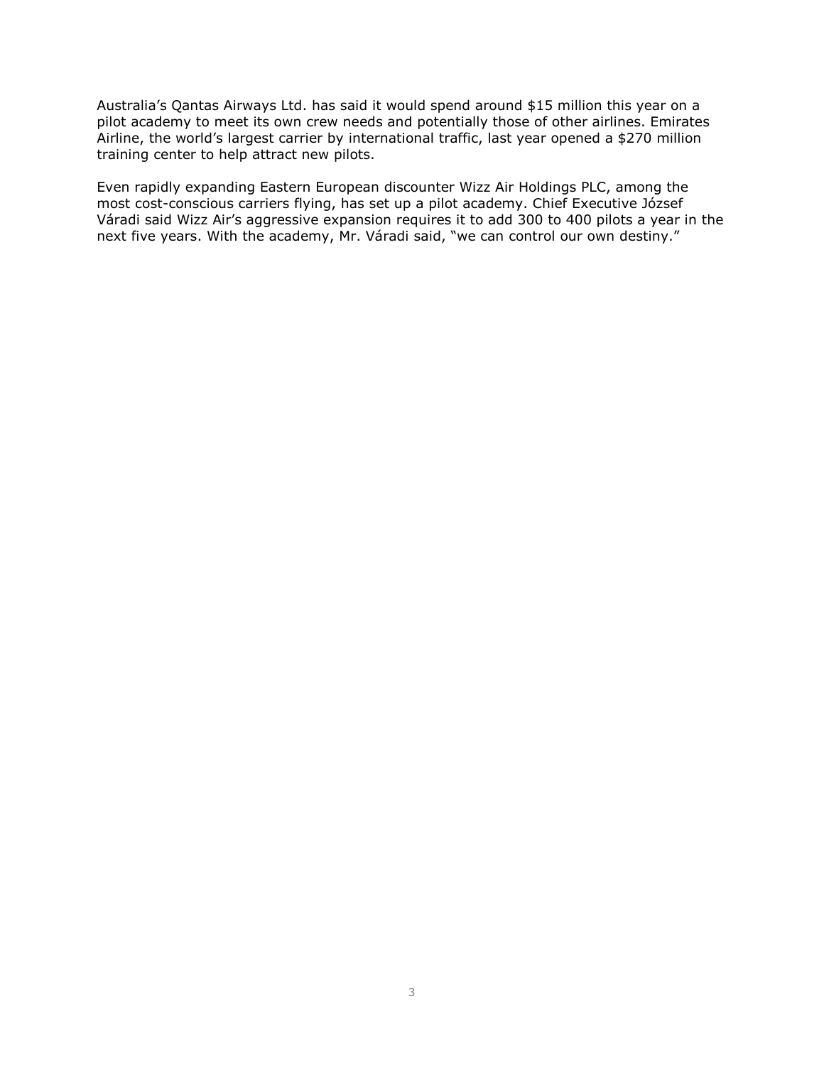Australia's Qantas Airways Ltd. has said it would spend around $15 million this year on a pilot academy to meet its own crew needs and potentially those of other airlines. Emirates Airline, the world's largest carrier by international traffic, last year opened a $270 million training center to help attract new pilots.

Even rapidly expanding Eastern European discounter Wizz Air Holdings PLC, among the most cost-conscious carriers flying, has set up a pilot academy. Chief Executive József Váradi said Wizz Air's aggressive expansion requires it to add 300 to 400 pilots a year in the next five years. With the academy, Mr. Váradi said, "we can control our own destiny."